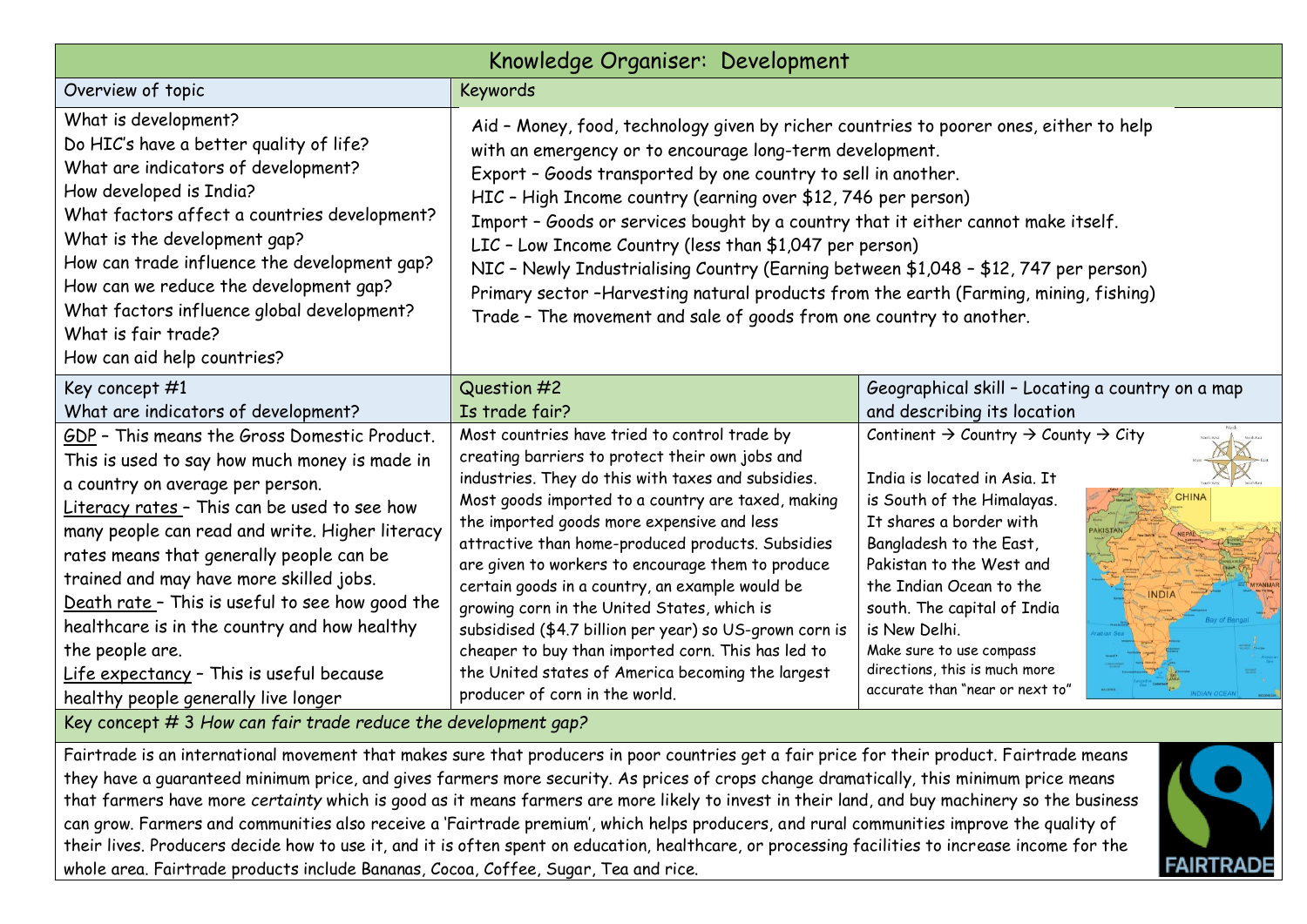# Knowledge Organiser: Development

## Overview of topic

What is development?
Do HIC's have a better quality of life?
What are indicators of development?
How developed is India?
What factors affect a countries development?
What is the development gap?
How can trade influence the development gap?
How can we reduce the development gap?
What factors influence global development?
What is fair trade?
How can aid help countries?

## Keywords

Aid – Money, food, technology given by richer countries to poorer ones, either to help with an emergency or to encourage long-term development.
Export – Goods transported by one country to sell in another.
HIC – High Income country (earning over $12, 746 per person)
Import – Goods or services bought by a country that it either cannot make itself.
LIC – Low Income Country (less than $1,047 per person)
NIC – Newly Industrialising Country (Earning between $1,048 – $12, 747 per person)
Primary sector –Harvesting natural products from the earth (Farming, mining, fishing)
Trade – The movement and sale of goods from one country to another.

## Key concept #1
### What are indicators of development?

<u>GDP</u> – This means the Gross Domestic Product. This is used to say how much money is made in a country on average per person.
<u>Literacy rates</u> – This can be used to see how many people can read and write. Higher literacy rates means that generally people can be trained and may have more skilled jobs.
<u>Death rate</u> – This is useful to see how good the healthcare is in the country and how healthy the people are.
<u>Life expectancy</u> – This is useful because healthy people generally live longer

## Question #2
### Is trade fair?

Most countries have tried to control trade by creating barriers to protect their own jobs and industries. They do this with taxes and subsidies. Most goods imported to a country are taxed, making the imported goods more expensive and less attractive than home-produced products. Subsidies are given to workers to encourage them to produce certain goods in a country, an example would be growing corn in the United States, which is subsidised ($4.7 billion per year) so US-grown corn is cheaper to buy than imported corn. This has led to the United states of America becoming the largest producer of corn in the world.

## Geographical skill – Locating a country on a map and describing its location

Continent → Country → County → City

India is located in Asia. It is South of the Himalayas. It shares a border with Bangladesh to the East, Pakistan to the West and the Indian Ocean to the south. The capital of India is New Delhi.
Make sure to use compass directions, this is much more accurate than "near or next to"

## Key concept # 3 *How can fair trade reduce the development gap?*

Fairtrade is an international movement that makes sure that producers in poor countries get a fair price for their product. Fairtrade means they have a guaranteed minimum price, and gives farmers more security. As prices of crops change dramatically, this minimum price means that farmers have more *certainty* which is good as it means farmers are more likely to invest in their land, and buy machinery so the business can grow. Farmers and communities also receive a 'Fairtrade premium', which helps producers, and rural communities improve the quality of their lives. Producers decide how to use it, and it is often spent on education, healthcare, or processing facilities to increase income for the whole area. Fairtrade products include Bananas, Cocoa, Coffee, Sugar, Tea and rice.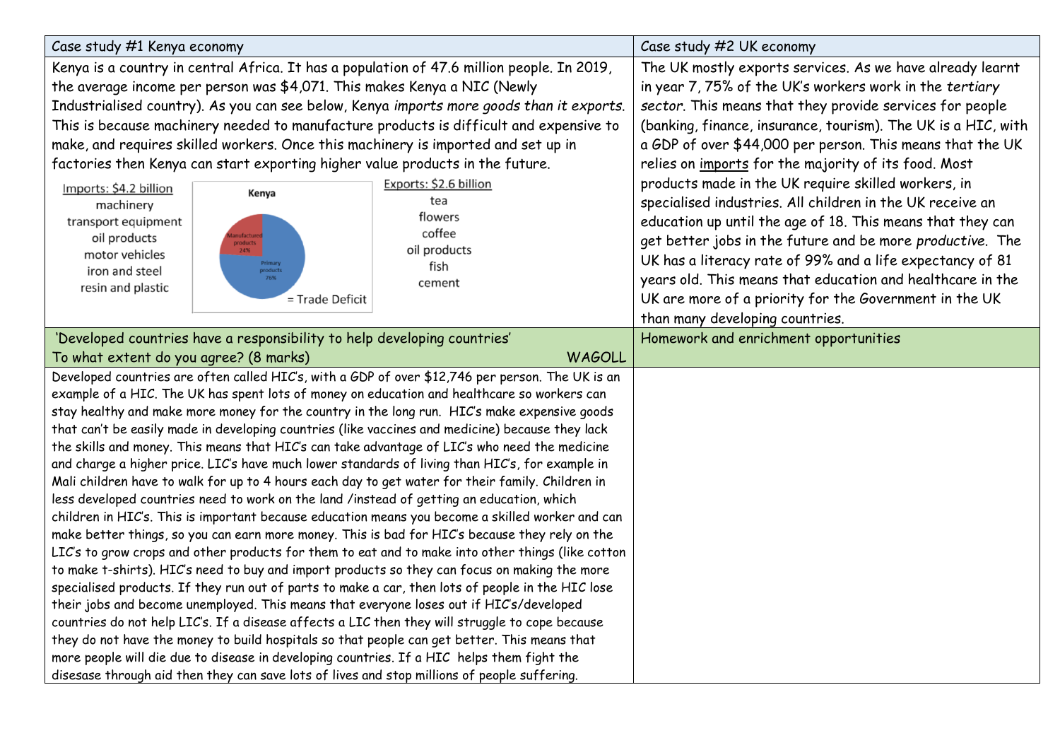## Case study #1 Kenya economy

Kenya is a country in central Africa. It has a population of 47.6 million people. In 2019, the average income per person was $4,071. This makes Kenya a NIC (Newly Industrialised country). As you can see below, Kenya *imports more goods than it exports*. This is because machinery needed to manufacture products is difficult and expensive to make, and requires skilled workers. Once this machinery is imported and set up in factories then Kenya can start exporting higher value products in the future.

Imports: $4.2 billion
- machinery
- transport equipment
- oil products
- motor vehicles
- iron and steel
- resin and plastic

Kenya

Manufactured products 24%

Primary products 76%

= Trade Deficit

Exports: $2.6 billion
- tea
- flowers
- coffee
- oil products
- fish
- cement

## Case study #2 UK economy

The UK mostly exports services. As we have already learnt in year 7, 75% of the UK's workers work in the *tertiary sector*. This means that they provide services for people (banking, finance, insurance, tourism). The UK is a HIC, with a GDP of over $44,000 per person. This means that the UK relies on <u>imports</u> for the majority of its food. Most products made in the UK require skilled workers, in specialised industries. All children in the UK receive an education up until the age of 18. This means that they can get better jobs in the future and be more *productive*. The UK has a literacy rate of 99% and a life expectancy of 81 years old. This means that education and healthcare in the UK are more of a priority for the Government in the UK than many developing countries.

## 'Developed countries have a responsibility to help developing countries' To what extent do you agree? (8 marks) — WAGOLL

Developed countries are often called HIC's, with a GDP of over $12,746 per person. The UK is an example of a HIC. The UK has spent lots of money on education and healthcare so workers can stay healthy and make more money for the country in the long run. HIC's make expensive goods that can't be easily made in developing countries (like vaccines and medicine) because they lack the skills and money. This means that HIC's can take advantage of LIC's who need the medicine and charge a higher price. LIC's have much lower standards of living than HIC's, for example in Mali children have to walk for up to 4 hours each day to get water for their family. Children in less developed countries need to work on the land /instead of getting an education, which children in HIC's. This is important because education means you become a skilled worker and can make better things, so you can earn more money. This is bad for HIC's because they rely on the LIC's to grow crops and other products for them to eat and to make into other things (like cotton to make t-shirts). HIC's need to buy and import products so they can focus on making the more specialised products. If they run out of parts to make a car, then lots of people in the HIC lose their jobs and become unemployed. This means that everyone loses out if HIC's/developed countries do not help LIC's. If a disease affects a LIC then they will struggle to cope because they do not have the money to build hospitals so that people can get better. This means that more people will die due to disease in developing countries. If a HIC helps them fight the disease through aid then they can save lots of lives and stop millions of people suffering.

## Homework and enrichment opportunities